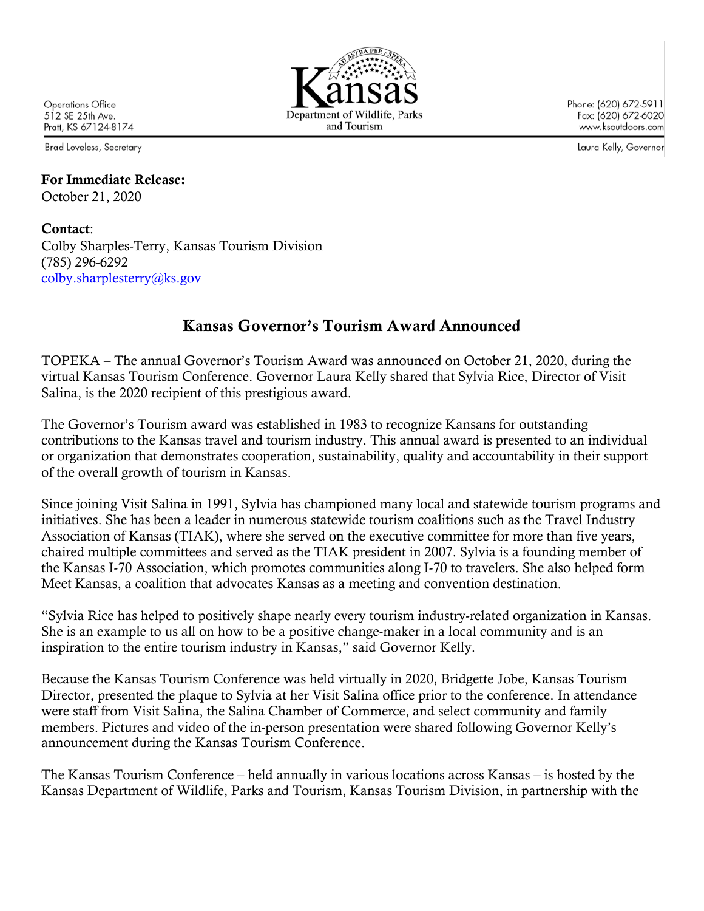Operations Office
512 SE 25th Ave.
Pratt, KS 67124-8174

Kansas Department of Wildlife, Parks and Tourism

Phone: (620) 672-5911
Fax: (620) 672-6020
www.ksoutdoors.com

Brad Loveless, Secretary

Laura Kelly, Governor

**For Immediate Release:**
October 21, 2020

**Contact**:
Colby Sharples-Terry, Kansas Tourism Division
(785) 296-6292
colby.sharplesterry@ks.gov

## Kansas Governor's Tourism Award Announced

TOPEKA – The annual Governor's Tourism Award was announced on October 21, 2020, during the virtual Kansas Tourism Conference. Governor Laura Kelly shared that Sylvia Rice, Director of Visit Salina, is the 2020 recipient of this prestigious award.

The Governor's Tourism award was established in 1983 to recognize Kansans for outstanding contributions to the Kansas travel and tourism industry. This annual award is presented to an individual or organization that demonstrates cooperation, sustainability, quality and accountability in their support of the overall growth of tourism in Kansas.

Since joining Visit Salina in 1991, Sylvia has championed many local and statewide tourism programs and initiatives. She has been a leader in numerous statewide tourism coalitions such as the Travel Industry Association of Kansas (TIAK), where she served on the executive committee for more than five years, chaired multiple committees and served as the TIAK president in 2007. Sylvia is a founding member of the Kansas I-70 Association, which promotes communities along I-70 to travelers. She also helped form Meet Kansas, a coalition that advocates Kansas as a meeting and convention destination.

"Sylvia Rice has helped to positively shape nearly every tourism industry-related organization in Kansas. She is an example to us all on how to be a positive change-maker in a local community and is an inspiration to the entire tourism industry in Kansas," said Governor Kelly.

Because the Kansas Tourism Conference was held virtually in 2020, Bridgette Jobe, Kansas Tourism Director, presented the plaque to Sylvia at her Visit Salina office prior to the conference. In attendance were staff from Visit Salina, the Salina Chamber of Commerce, and select community and family members. Pictures and video of the in-person presentation were shared following Governor Kelly's announcement during the Kansas Tourism Conference.

The Kansas Tourism Conference – held annually in various locations across Kansas – is hosted by the Kansas Department of Wildlife, Parks and Tourism, Kansas Tourism Division, in partnership with the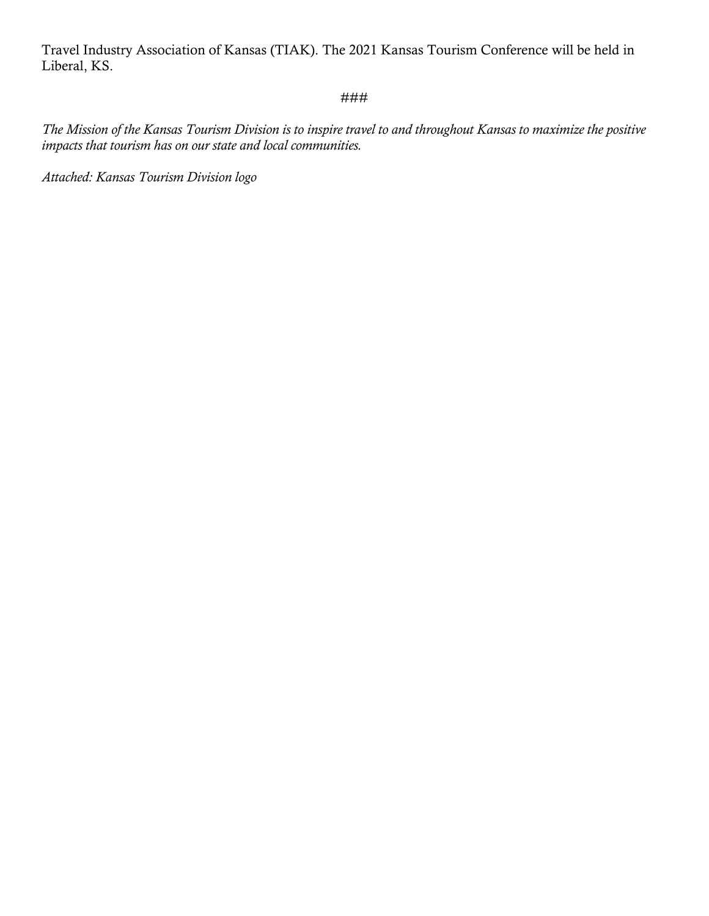Travel Industry Association of Kansas (TIAK). The 2021 Kansas Tourism Conference will be held in Liberal, KS.

###

*The Mission of the Kansas Tourism Division is to inspire travel to and throughout Kansas to maximize the positive impacts that tourism has on our state and local communities.*

*Attached: Kansas Tourism Division logo*